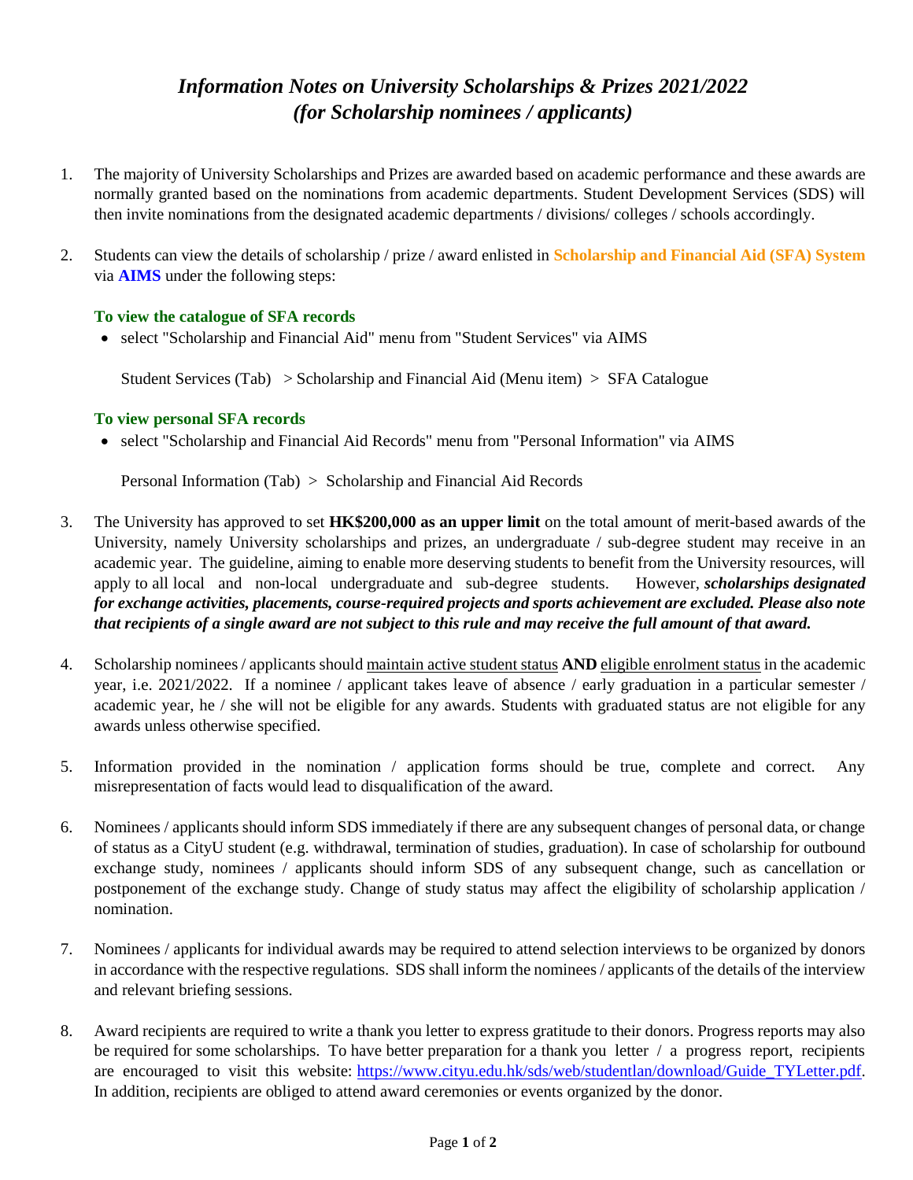# *Information Notes on University Scholarships & Prizes 2021/2022*
# *(for Scholarship nominees / applicants)*

1. The majority of University Scholarships and Prizes are awarded based on academic performance and these awards are normally granted based on the nominations from academic departments. Student Development Services (SDS) will then invite nominations from the designated academic departments / divisions/ colleges / schools accordingly.

2. Students can view the details of scholarship / prize / award enlisted in **Scholarship and Financial Aid (SFA) System** via **AIMS** under the following steps:

   **To view the catalogue of SFA records**
   - select "Scholarship and Financial Aid" menu from "Student Services" via AIMS

     Student Services (Tab) > Scholarship and Financial Aid (Menu item) > SFA Catalogue

   **To view personal SFA records**
   - select "Scholarship and Financial Aid Records" menu from "Personal Information" via AIMS

     Personal Information (Tab) > Scholarship and Financial Aid Records

3. The University has approved to set **HK$200,000 as an upper limit** on the total amount of merit-based awards of the University, namely University scholarships and prizes, an undergraduate / sub-degree student may receive in an academic year. The guideline, aiming to enable more deserving students to benefit from the University resources, will apply to all local and non-local undergraduate and sub-degree students. However, ***scholarships designated for exchange activities, placements, course-required projects and sports achievement are excluded. Please also note that recipients of a single award are not subject to this rule and may receive the full amount of that award.***

4. Scholarship nominees / applicants should maintain active student status **AND** eligible enrolment status in the academic year, i.e. 2021/2022. If a nominee / applicant takes leave of absence / early graduation in a particular semester / academic year, he / she will not be eligible for any awards. Students with graduated status are not eligible for any awards unless otherwise specified.

5. Information provided in the nomination / application forms should be true, complete and correct. Any misrepresentation of facts would lead to disqualification of the award.

6. Nominees / applicants should inform SDS immediately if there are any subsequent changes of personal data, or change of status as a CityU student (e.g. withdrawal, termination of studies, graduation). In case of scholarship for outbound exchange study, nominees / applicants should inform SDS of any subsequent change, such as cancellation or postponement of the exchange study. Change of study status may affect the eligibility of scholarship application / nomination.

7. Nominees / applicants for individual awards may be required to attend selection interviews to be organized by donors in accordance with the respective regulations. SDS shall inform the nominees / applicants of the details of the interview and relevant briefing sessions.

8. Award recipients are required to write a thank you letter to express gratitude to their donors. Progress reports may also be required for some scholarships. To have better preparation for a thank you letter / a progress report, recipients are encouraged to visit this website: https://www.cityu.edu.hk/sds/web/studentlan/download/Guide_TYLetter.pdf. In addition, recipients are obliged to attend award ceremonies or events organized by the donor.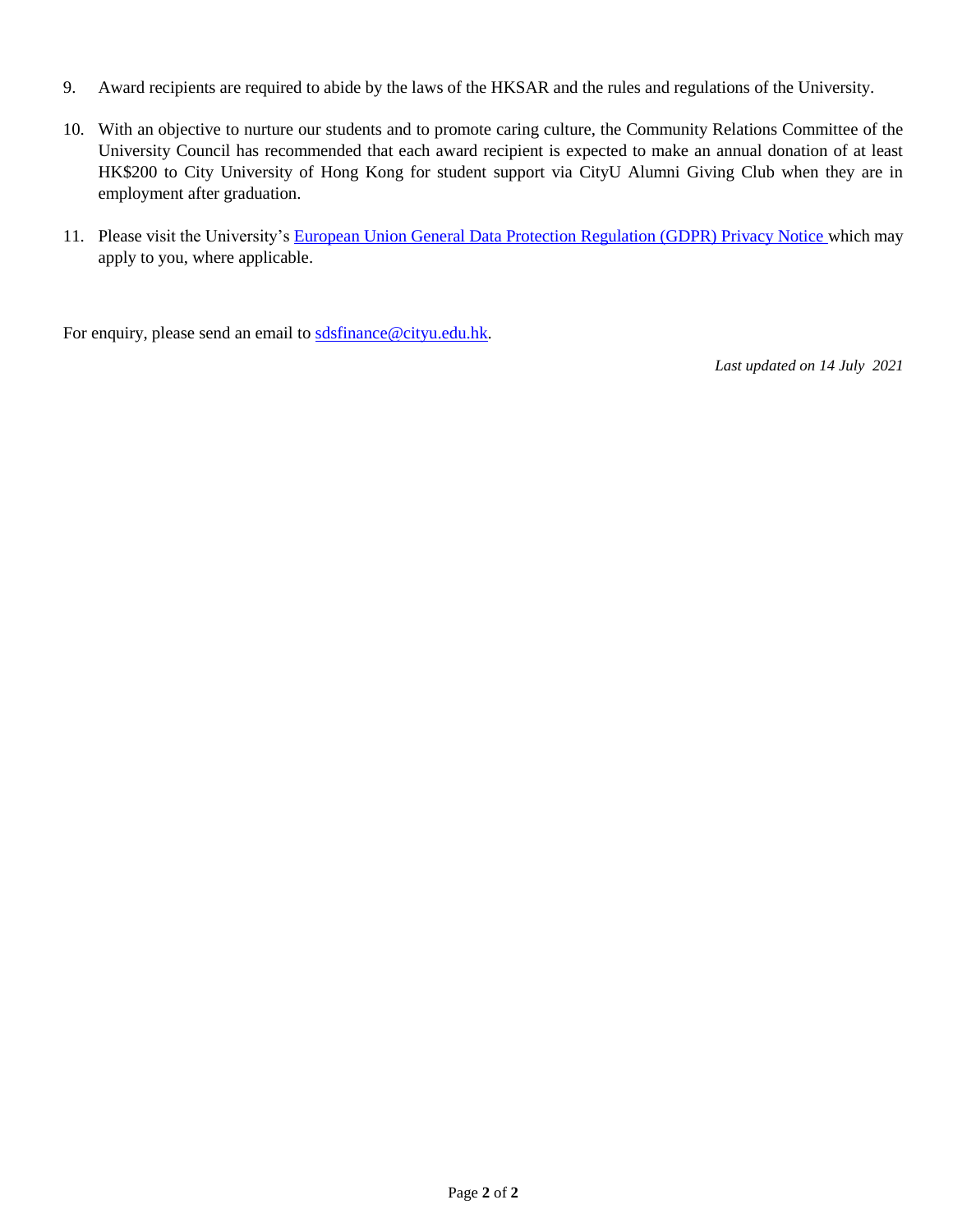9. Award recipients are required to abide by the laws of the HKSAR and the rules and regulations of the University.

10. With an objective to nurture our students and to promote caring culture, the Community Relations Committee of the University Council has recommended that each award recipient is expected to make an annual donation of at least HK$200 to City University of Hong Kong for student support via CityU Alumni Giving Club when they are in employment after graduation.

11. Please visit the University's European Union General Data Protection Regulation (GDPR) Privacy Notice which may apply to you, where applicable.

For enquiry, please send an email to sdsfinance@cityu.edu.hk.

*Last updated on 14 July 2021*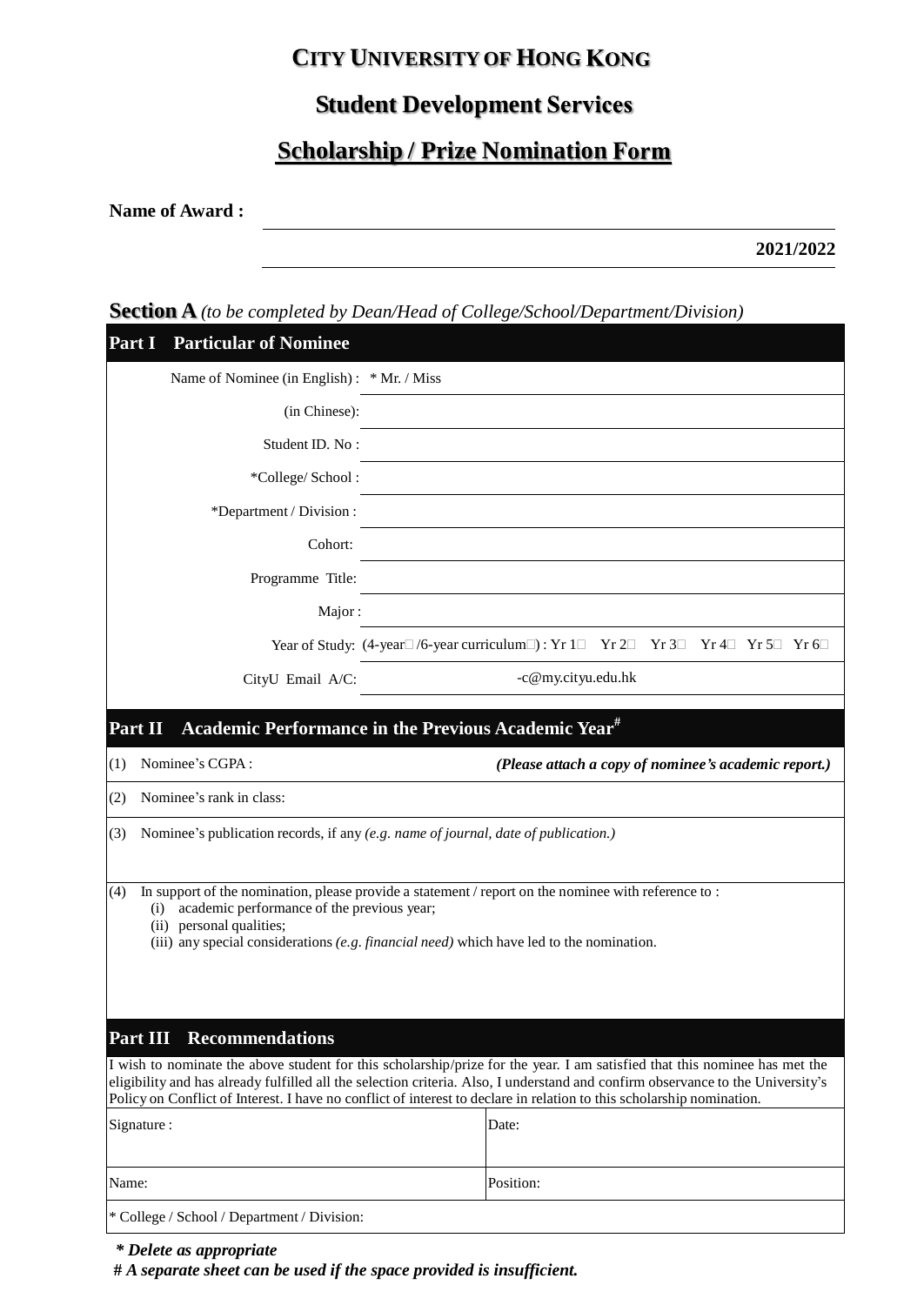# CITY UNIVERSITY OF HONG KONG

## Student Development Services

## Scholarship / Prize Nomination Form

**Name of Award :** ______________________________

**2021/2022**

**Section A** *(to be completed by Dean/Head of College/School/Department/Division)*

### Part I Particular of Nominee

| | |
|---|---|
| Name of Nominee (in English) : | * Mr. / Miss |
| (in Chinese): | |
| Student ID. No : | |
| *College/ School : | |
| *Department / Division : | |
| Cohort: | |
| Programme Title: | |
| Major : | |
| Year of Study: | (4-year☐ /6-year curriculum☐) : Yr 1☐ Yr 2☐ Yr 3☐ Yr 4☐ Yr 5☐ Yr 6☐ |
| CityU Email A/C: | -c@my.cityu.edu.hk |

### Part II Academic Performance in the Previous Academic Year#

(1) Nominee's CGPA : *(Please attach a copy of nominee's academic report.)*

(2) Nominee's rank in class:

(3) Nominee's publication records, if any *(e.g. name of journal, date of publication.)*

(4) In support of the nomination, please provide a statement / report on the nominee with reference to :
- (i) academic performance of the previous year;
- (ii) personal qualities;
- (iii) any special considerations *(e.g. financial need)* which have led to the nomination.

### Part III Recommendations

I wish to nominate the above student for this scholarship/prize for the year. I am satisfied that this nominee has met the eligibility and has already fulfilled all the selection criteria. Also, I understand and confirm observance to the University's Policy on Conflict of Interest. I have no conflict of interest to declare in relation to this scholarship nomination.

| | |
|---|---|
| Signature : | Date: |
| Name: | Position: |
| * College / School / Department / Division: | |

***\* Delete as appropriate***

***# A separate sheet can be used if the space provided is insufficient.***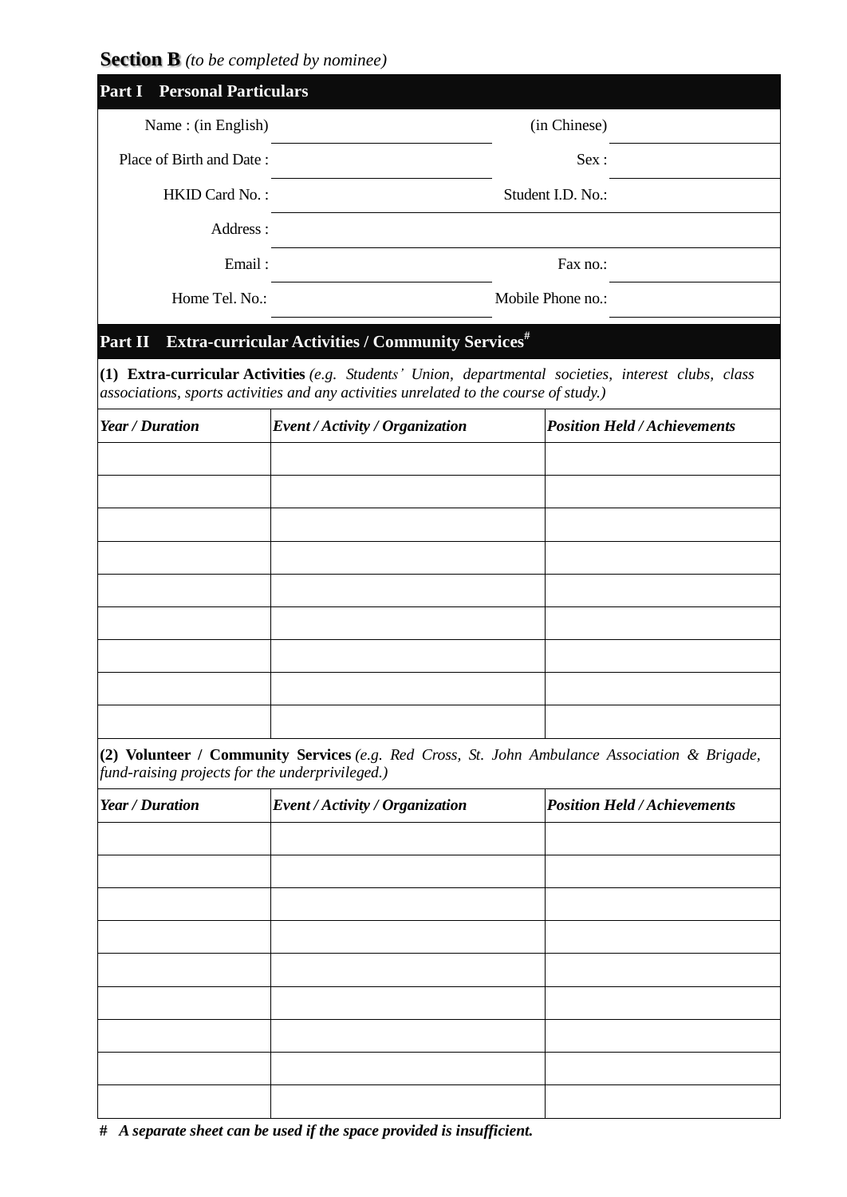**Section B** *(to be completed by nominee)*

## Part I Personal Particulars

| | | | |
|---|---|---|---|
| Name : (in English) | | (in Chinese) | |
| Place of Birth and Date : | | Sex : | |
| HKID Card No. : | | Student I.D. No.: | |
| Address : | | | |
| Email : | | Fax no.: | |
| Home Tel. No.: | | Mobile Phone no.: | |

## Part II Extra-curricular Activities / Community Services#

**(1) Extra-curricular Activities** *(e.g. Students' Union, departmental societies, interest clubs, class associations, sports activities and any activities unrelated to the course of study.)*

| *Year / Duration* | *Event / Activity / Organization* | *Position Held / Achievements* |
|---|---|---|
| | | |
| | | |
| | | |
| | | |
| | | |
| | | |
| | | |
| | | |
| | | |

**(2) Volunteer / Community Services** *(e.g. Red Cross, St. John Ambulance Association & Brigade, fund-raising projects for the underprivileged.)*

| *Year / Duration* | *Event / Activity / Organization* | *Position Held / Achievements* |
|---|---|---|
| | | |
| | | |
| | | |
| | | |
| | | |
| | | |
| | | |
| | | |
| | | |

**# *A separate sheet can be used if the space provided is insufficient.***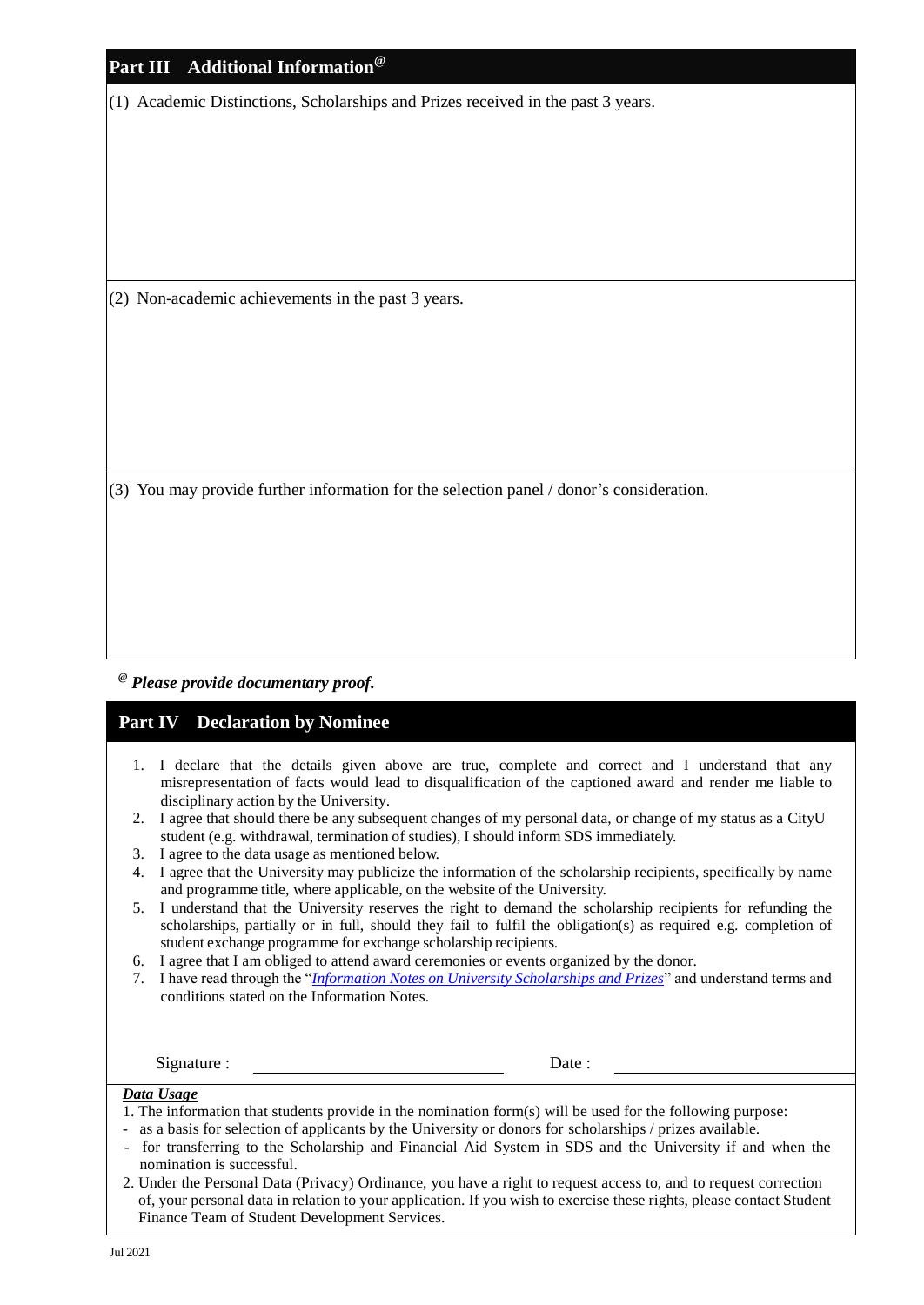## Part III Additional Information[@]

(1) Academic Distinctions, Scholarships and Prizes received in the past 3 years.

(2) Non-academic achievements in the past 3 years.

(3) You may provide further information for the selection panel / donor's consideration.

[@] ***Please provide documentary proof.***

## Part IV Declaration by Nominee

1. I declare that the details given above are true, complete and correct and I understand that any misrepresentation of facts would lead to disqualification of the captioned award and render me liable to disciplinary action by the University.
2. I agree that should there be any subsequent changes of my personal data, or change of my status as a CityU student (e.g. withdrawal, termination of studies), I should inform SDS immediately.
3. I agree to the data usage as mentioned below.
4. I agree that the University may publicize the information of the scholarship recipients, specifically by name and programme title, where applicable, on the website of the University.
5. I understand that the University reserves the right to demand the scholarship recipients for refunding the scholarships, partially or in full, should they fail to fulfil the obligation(s) as required e.g. completion of student exchange programme for exchange scholarship recipients.
6. I agree that I am obliged to attend award ceremonies or events organized by the donor.
7. I have read through the "*Information Notes on University Scholarships and Prizes*" and understand terms and conditions stated on the Information Notes.

Signature : ____________________ Date : ____________________

***Data Usage***

1. The information that students provide in the nomination form(s) will be used for the following purpose:
   - as a basis for selection of applicants by the University or donors for scholarships / prizes available.
   - for transferring to the Scholarship and Financial Aid System in SDS and the University if and when the nomination is successful.
2. Under the Personal Data (Privacy) Ordinance, you have a right to request access to, and to request correction of, your personal data in relation to your application. If you wish to exercise these rights, please contact Student Finance Team of Student Development Services.

Jul 2021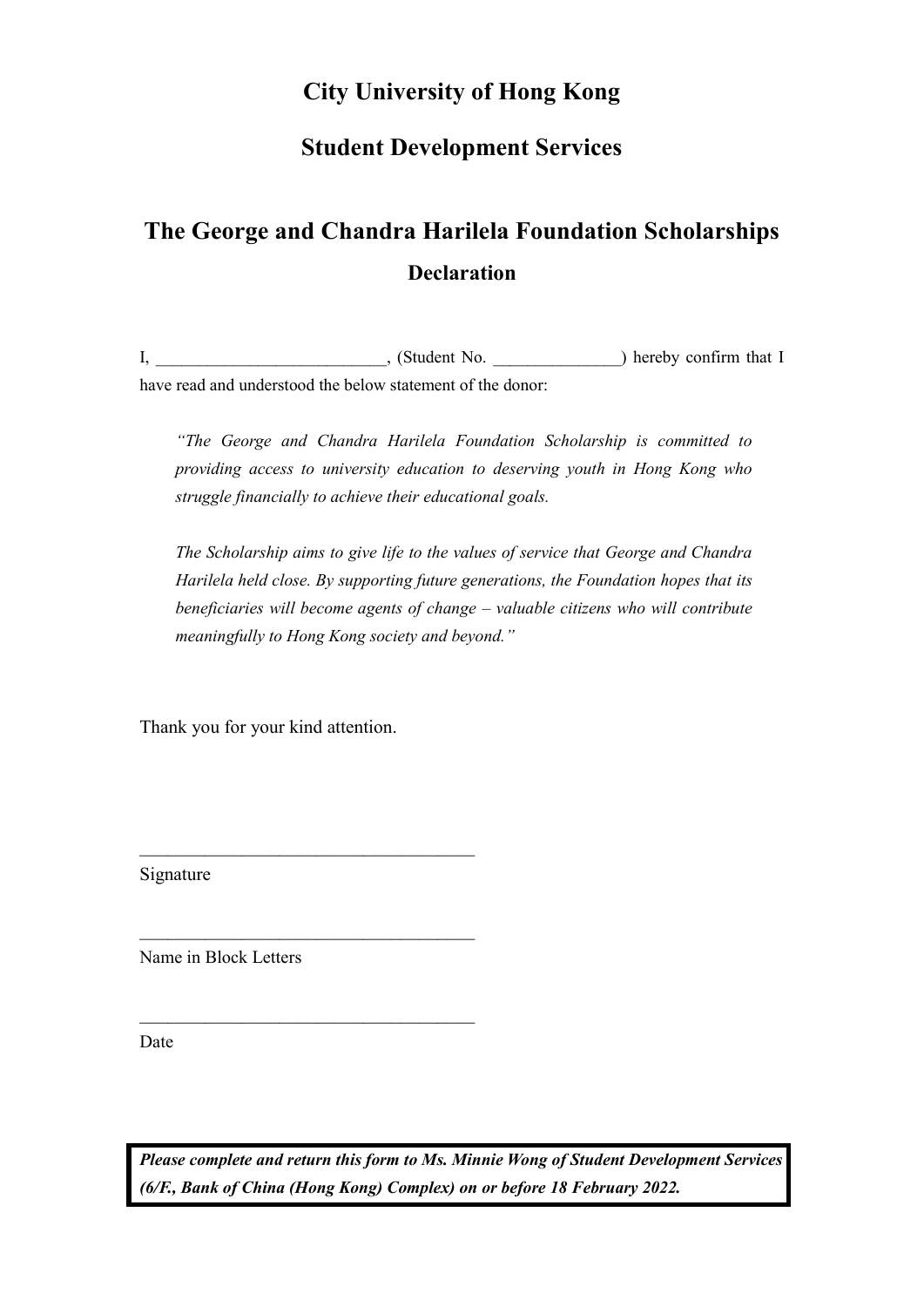# City University of Hong Kong

## Student Development Services

## The George and Chandra Harilela Foundation Scholarships

### Declaration

I, ___________________________, (Student No. _______________) hereby confirm that I have read and understood the below statement of the donor:

> *"The George and Chandra Harilela Foundation Scholarship is committed to providing access to university education to deserving youth in Hong Kong who struggle financially to achieve their educational goals.*
>
> *The Scholarship aims to give life to the values of service that George and Chandra Harilela held close. By supporting future generations, the Foundation hopes that its beneficiaries will become agents of change – valuable citizens who will contribute meaningfully to Hong Kong society and beyond."*

Thank you for your kind attention.

_____________________________________
Signature

_____________________________________
Name in Block Letters

_____________________________________
Date

***Please complete and return this form to Ms. Minnie Wong of Student Development Services (6/F., Bank of China (Hong Kong) Complex) on or before 18 February 2022.***